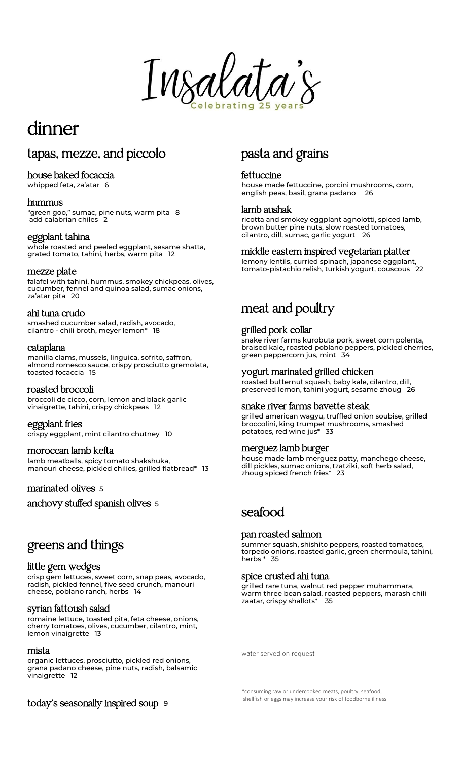# Insalata's

Celebrating 25 years

# dinner

## tapas, mezze, and piccolo

### house baked focaccia
whipped feta, za'atar 6

### hummus
"green goo," sumac, pine nuts, warm pita 8
add calabrian chiles 2

### eggplant tahina
whole roasted and peeled eggplant, sesame shatta, grated tomato, tahini, herbs, warm pita 12

### mezze plate
falafel with tahini, hummus, smokey chickpeas, olives, cucumber, fennel and quinoa salad, sumac onions, za'atar pita 20

### ahi tuna crudo
smashed cucumber salad, radish, avocado, cilantro - chili broth, meyer lemon* 18

### cataplana
manilla clams, mussels, linguica, sofrito, saffron, almond romesco sauce, crispy prosciutto gremolata, toasted focaccia 15

### roasted broccoli
broccoli de cicco, corn, lemon and black garlic vinaigrette, tahini, crispy chickpeas 12

### eggplant fries
crispy eggplant, mint cilantro chutney 10

### moroccan lamb kefta
lamb meatballs, spicy tomato shakshuka, manouri cheese, pickled chilies, grilled flatbread* 13

### marinated olives 5

### anchovy stuffed spanish olives 5

## greens and things

### little gem wedges
crisp gem lettuces, sweet corn, snap peas, avocado, radish, pickled fennel, five seed crunch, manouri cheese, poblano ranch, herbs 14

### syrian fattoush salad
romaine lettuce, toasted pita, feta cheese, onions, cherry tomatoes, olives, cucumber, cilantro, mint, lemon vinaigrette 13

### mista
organic lettuces, prosciutto, pickled red onions, grana padano cheese, pine nuts, radish, balsamic vinaigrette 12

### today's seasonally inspired soup 9

## pasta and grains

### fettuccine
house made fettuccine, porcini mushrooms, corn, english peas, basil, grana padano 26

### lamb aushak
ricotta and smokey eggplant agnolotti, spiced lamb, brown butter pine nuts, slow roasted tomatoes, cilantro, dill, sumac, garlic yogurt 26

### middle eastern inspired vegetarian platter
lemony lentils, curried spinach, japanese eggplant, tomato-pistachio relish, turkish yogurt, couscous 22

## meat and poultry

### grilled pork collar
snake river farms kurobuta pork, sweet corn polenta, braised kale, roasted poblano peppers, pickled cherries, green peppercorn jus, mint 34

### yogurt marinated grilled chicken
roasted butternut squash, baby kale, cilantro, dill, preserved lemon, tahini yogurt, sesame zhoug 26

### snake river farms bavette steak
grilled american wagyu, truffled onion soubise, grilled broccolini, king trumpet mushrooms, smashed potatoes, red wine jus* 33

### merguez lamb burger
house made lamb merguez patty, manchego cheese, dill pickles, sumac onions, tzatziki, soft herb salad, zhoug spiced french fries* 23

## seafood

### pan roasted salmon
summer squash, shishito peppers, roasted tomatoes, torpedo onions, roasted garlic, green chermoula, tahini, herbs * 35

### spice crusted ahi tuna
grilled rare tuna, walnut red pepper muhammara, warm three bean salad, roasted peppers, marash chili zaatar, crispy shallots* 35

water served on request

*consuming raw or undercooked meats, poultry, seafood, shellfish or eggs may increase your risk of foodborne illness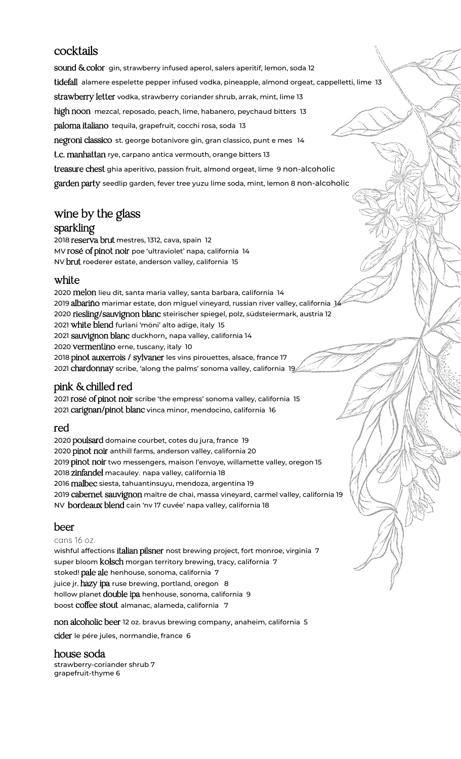## cocktails

**sound & color** gin, strawberry infused aperol, salers aperitif, lemon, soda 12

**tidefall** alamere espelette pepper infused vodka, pineapple, almond orgeat, cappelletti, lime 13

**strawberry letter** vodka, strawberry coriander shrub, arrak, mint, lime 13

**high noon** mezcal, reposado, peach, lime, habanero, peychaud bitters 13

**paloma italiano** tequila, grapefruit, cocchi rosa, soda 13

**negroni classico** st. george botanivore gin, gran classico, punt e mes 14

**t.c. manhattan** rye, carpano antica vermouth, orange bitters 13

**treasure chest** ghia aperitivo, passion fruit, almond orgeat, lime 9 non-alcoholic

**garden party** seedlip garden, fever tree yuzu lime soda, mint, lemon 8 non-alcoholic

## wine by the glass

### sparkling

2018 **reserva brut** mestres, 1312, cava, spain 12
MV **rosé of pinot noir** poe 'ultraviolet' napa, california 14
NV **brut** roederer estate, anderson valley, california 15

### white

2020 **melon** lieu dit, santa maria valley, santa barbara, california 14
2019 **albariño** marimar estate, don miguel vineyard, russian river valley, california 14
2020 **riesling/sauvignon blanc** steirischer spiegel, polz, südsteiermark, austria 12
2021 **white blend** furlani 'möni' alto adige, italy 15
2021 **sauvignon blanc** duckhorn, napa valley, california 14
2020 **vermentino** erne, tuscany, italy 10
2018 **pinot auxerrois / sylvaner** les vins pirouettes, alsace, france 17
2021 **chardonnay** scribe, 'along the palms' sonoma valley, california 19

### pink & chilled red

2021 **rosé of pinot noir** scribe 'the empress' sonoma valley, california 15
2021 **carignan/pinot blanc** vinca minor, mendocino, california 16

### red

2020 **poulsard** domaine courbet, cotes du jura, france 19
2020 **pinot noir** anthill farms, anderson valley, california 20
2019 **pinot noir** two messengers, maison l'envoye, willamette valley, oregon 15
2018 **zinfandel** macauley. napa valley, california 18
2016 **malbec** siesta, tahuantinsuyu, mendoza, argentina 19
2019 **cabernet sauvignon** maître de chai, massa vineyard, carmel valley, california 19
NV **bordeaux blend** cain 'nv 17 cuvée' napa valley, california 18

## beer

cans 16 oz.

wishful affections **italian pilsner** nost brewing project, fort monroe, virginia 7
super bloom **kolsch** morgan territory brewing, tracy, california 7
stoked! **pale ale** henhouse, sonoma, california 7
juice jr. **hazy ipa** ruse brewing, portland, oregon 8
hollow planet **double ipa** henhouse, sonoma, california 9
boost **coffee stout** almanac, alameda, california 7

**non alcoholic beer** 12 oz. bravus brewing company, anaheim, california 5

**cider** le pére jules, normandie, france 6

## house soda

strawberry-coriander shrub 7
grapefruit-thyme 6